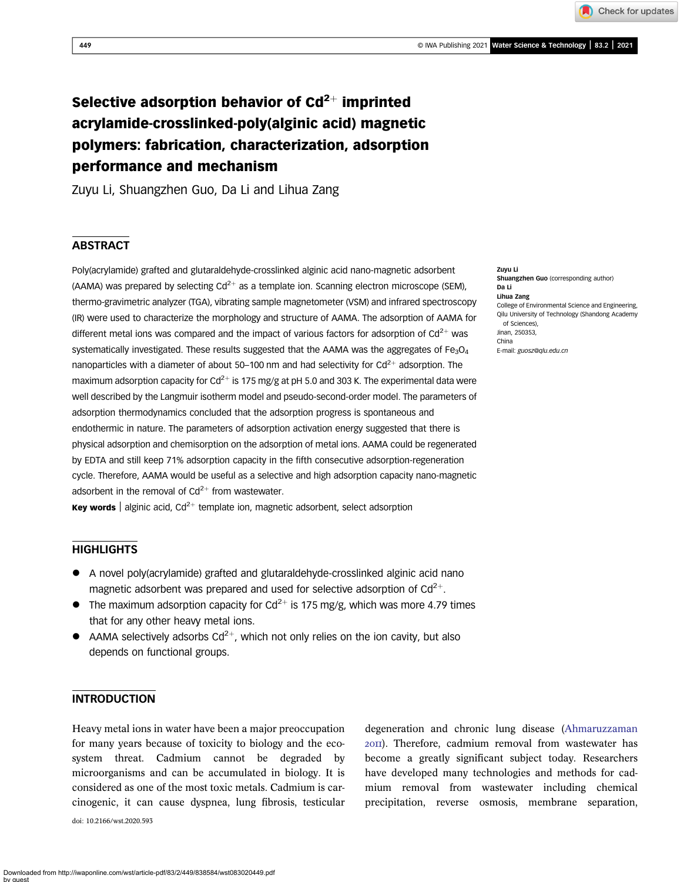# Selective adsorption behavior of $Cd^{2+}$ imprinted acrylamide-crosslinked-poly(alginic acid) magnetic polymers: fabrication, characterization, adsorption performance and mechanism

Zuyu Li, Shuangzhen Guo, Da Li and Lihua Zang

## ABSTRACT

Poly(acrylamide) grafted and glutaraldehyde-crosslinked alginic acid nano-magnetic adsorbent (AAMA) was prepared by selecting $Cd^{2+}$ as a template ion. Scanning electron microscope (SEM), thermo-gravimetric analyzer (TGA), vibrating sample magnetometer (VSM) and infrared spectroscopy (IR) were used to characterize the morphology and structure of AAMA. The adsorption of AAMA for different metal ions was compared and the impact of various factors for adsorption of $Cd^{2+}$ was systematically investigated. These results suggested that the AAMA was the aggregates of $Fe_3O_4$ nanoparticles with a diameter of about 50–100 nm and had selectivity for $Cd^{2+}$ adsorption. The maximum adsorption capacity for $Cd^{2+}$ is 175 mg/g at pH 5.0 and 303 K. The experimental data were well described by the Langmuir isotherm model and pseudo-second-order model. The parameters of adsorption thermodynamics concluded that the adsorption progress is spontaneous and endothermic in nature. The parameters of adsorption activation energy suggested that there is physical adsorption and chemisorption on the adsorption of metal ions. AAMA could be regenerated by EDTA and still keep 71% adsorption capacity in the fifth consecutive adsorption-regeneration cycle. Therefore, AAMA would be useful as a selective and high adsorption capacity nano-magnetic adsorbent in the removal of $Cd^{2+}$ from wastewater.

**Key words** | alginic acid, $Cd^{2+}$ template ion, magnetic adsorbent, select adsorption

**Zuyu Li**
**Shuangzhen Guo** (corresponding author)
**Da Li**
**Lihua Zang**
College of Environmental Science and Engineering, Qilu University of Technology (Shandong Academy of Sciences),
Jinan, 250353,
China
E-mail: *guosz@qlu.edu.cn*

## HIGHLIGHTS

- A novel poly(acrylamide) grafted and glutaraldehyde-crosslinked alginic acid nano magnetic adsorbent was prepared and used for selective adsorption of $Cd^{2+}$.
- The maximum adsorption capacity for $Cd^{2+}$ is 175 mg/g, which was more 4.79 times that for any other heavy metal ions.
- AAMA selectively adsorbs $Cd^{2+}$, which not only relies on the ion cavity, but also depends on functional groups.

## INTRODUCTION

Heavy metal ions in water have been a major preoccupation for many years because of toxicity to biology and the ecosystem threat. Cadmium cannot be degraded by microorganisms and can be accumulated in biology. It is considered as one of the most toxic metals. Cadmium is carcinogenic, it can cause dyspnea, lung fibrosis, testicular degeneration and chronic lung disease (Ahmaruzzaman 2011). Therefore, cadmium removal from wastewater has become a greatly significant subject today. Researchers have developed many technologies and methods for cadmium removal from wastewater including chemical precipitation, reverse osmosis, membrane separation,

doi: 10.2166/wst.2020.593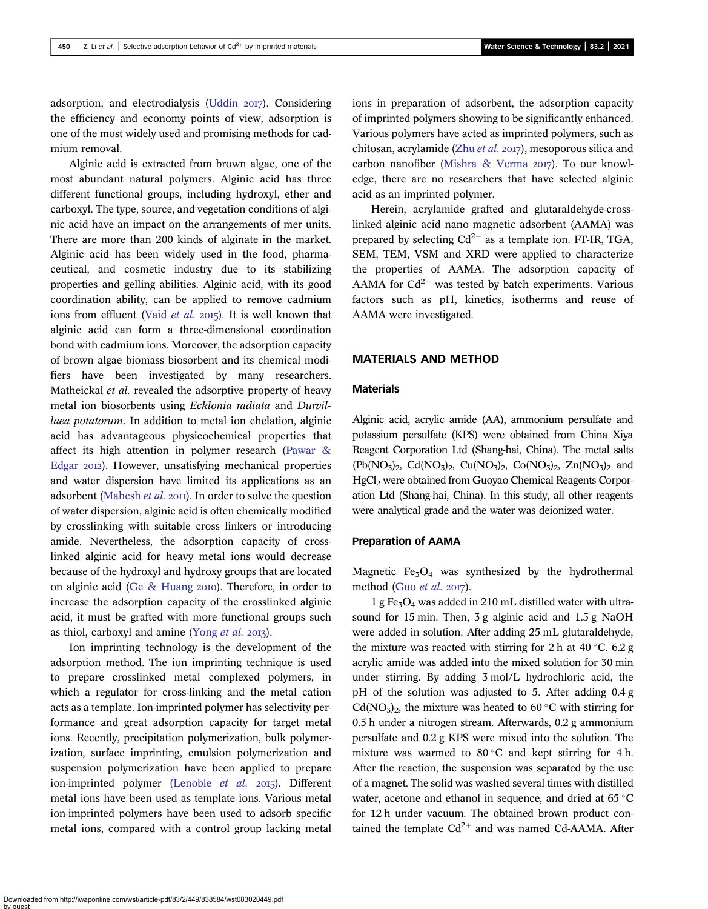adsorption, and electrodialysis (Uddin 2017). Considering the efficiency and economy points of view, adsorption is one of the most widely used and promising methods for cadmium removal.

Alginic acid is extracted from brown algae, one of the most abundant natural polymers. Alginic acid has three different functional groups, including hydroxyl, ether and carboxyl. The type, source, and vegetation conditions of alginic acid have an impact on the arrangements of mer units. There are more than 200 kinds of alginate in the market. Alginic acid has been widely used in the food, pharmaceutical, and cosmetic industry due to its stabilizing properties and gelling abilities. Alginic acid, with its good coordination ability, can be applied to remove cadmium ions from effluent (Vaid *et al.* 2015). It is well known that alginic acid can form a three-dimensional coordination bond with cadmium ions. Moreover, the adsorption capacity of brown algae biomass biosorbent and its chemical modifiers have been investigated by many researchers. Matheickal *et al.* revealed the adsorptive property of heavy metal ion biosorbents using *Ecklonia radiata* and *Durvillaea potatorum*. In addition to metal ion chelation, alginic acid has advantageous physicochemical properties that affect its high attention in polymer research (Pawar & Edgar 2012). However, unsatisfying mechanical properties and water dispersion have limited its applications as an adsorbent (Mahesh *et al.* 2011). In order to solve the question of water dispersion, alginic acid is often chemically modified by crosslinking with suitable cross linkers or introducing amide. Nevertheless, the adsorption capacity of crosslinked alginic acid for heavy metal ions would decrease because of the hydroxyl and hydroxy groups that are located on alginic acid (Ge & Huang 2010). Therefore, in order to increase the adsorption capacity of the crosslinked alginic acid, it must be grafted with more functional groups such as thiol, carboxyl and amine (Yong *et al.* 2013).

Ion imprinting technology is the development of the adsorption method. The ion imprinting technique is used to prepare crosslinked metal complexed polymers, in which a regulator for cross-linking and the metal cation acts as a template. Ion-imprinted polymer has selectivity performance and great adsorption capacity for target metal ions. Recently, precipitation polymerization, bulk polymerization, surface imprinting, emulsion polymerization and suspension polymerization have been applied to prepare ion-imprinted polymer (Lenoble *et al.* 2015). Different metal ions have been used as template ions. Various metal ion-imprinted polymers have been used to adsorb specific metal ions, compared with a control group lacking metal ions in preparation of adsorbent, the adsorption capacity of imprinted polymers showing to be significantly enhanced. Various polymers have acted as imprinted polymers, such as chitosan, acrylamide (Zhu *et al.* 2017), mesoporous silica and carbon nanofiber (Mishra & Verma 2017). To our knowledge, there are no researchers that have selected alginic acid as an imprinted polymer.

Herein, acrylamide grafted and glutaraldehyde-cross-linked alginic acid nano magnetic adsorbent (AAMA) was prepared by selecting $Cd^{2+}$ as a template ion. FT-IR, TGA, SEM, TEM, VSM and XRD were applied to characterize the properties of AAMA. The adsorption capacity of AAMA for $Cd^{2+}$ was tested by batch experiments. Various factors such as pH, kinetics, isotherms and reuse of AAMA were investigated.

## MATERIALS AND METHOD

### Materials

Alginic acid, acrylic amide (AA), ammonium persulfate and potassium persulfate (KPS) were obtained from China Xiya Reagent Corporation Ltd (Shang-hai, China). The metal salts ($Pb(NO_3)_2$, $Cd(NO_3)_2$, $Cu(NO_3)_2$, $Co(NO_3)_2$, $Zn(NO_3)_2$ and $HgCl_2$ were obtained from Guoyao Chemical Reagents Corporation Ltd (Shang-hai, China). In this study, all other reagents were analytical grade and the water was deionized water.

### Preparation of AAMA

Magnetic $Fe_3O_4$ was synthesized by the hydrothermal method (Guo *et al.* 2017).

1 g $Fe_3O_4$ was added in 210 mL distilled water with ultrasound for 15 min. Then, 3 g alginic acid and 1.5 g NaOH were added in solution. After adding 25 mL glutaraldehyde, the mixture was reacted with stirring for 2 h at 40 °C. 6.2 g acrylic amide was added into the mixed solution for 30 min under stirring. By adding 3 mol/L hydrochloric acid, the pH of the solution was adjusted to 5. After adding 0.4 g $Cd(NO_3)_2$, the mixture was heated to 60 °C with stirring for 0.5 h under a nitrogen stream. Afterwards, 0.2 g ammonium persulfate and 0.2 g KPS were mixed into the solution. The mixture was warmed to 80 °C and kept stirring for 4 h. After the reaction, the suspension was separated by the use of a magnet. The solid was washed several times with distilled water, acetone and ethanol in sequence, and dried at 65 °C for 12 h under vacuum. The obtained brown product contained the template $Cd^{2+}$ and was named Cd-AAMA. After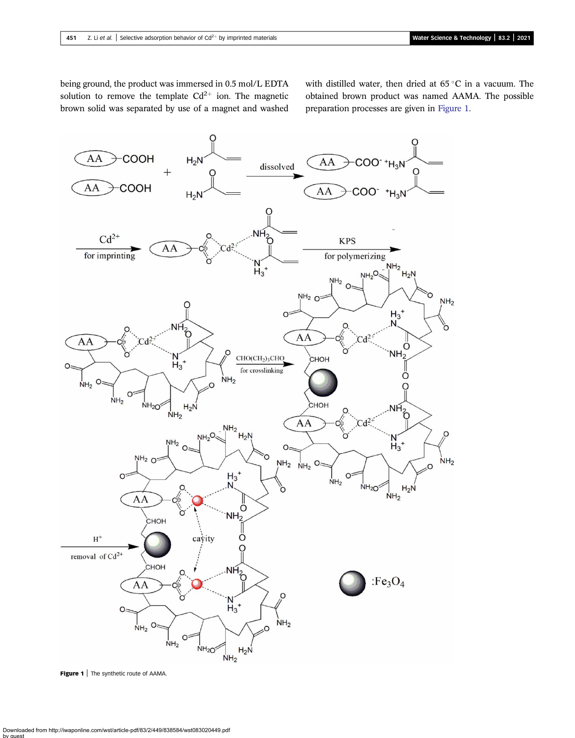being ground, the product was immersed in 0.5 mol/L EDTA solution to remove the template $Cd^{2+}$ ion. The magnetic brown solid was separated by use of a magnet and washed with distilled water, then dried at 65 °C in a vacuum. The obtained brown product was named AAMA. The possible preparation processes are given in Figure 1.

**Figure 1** | The synthetic route of AAMA.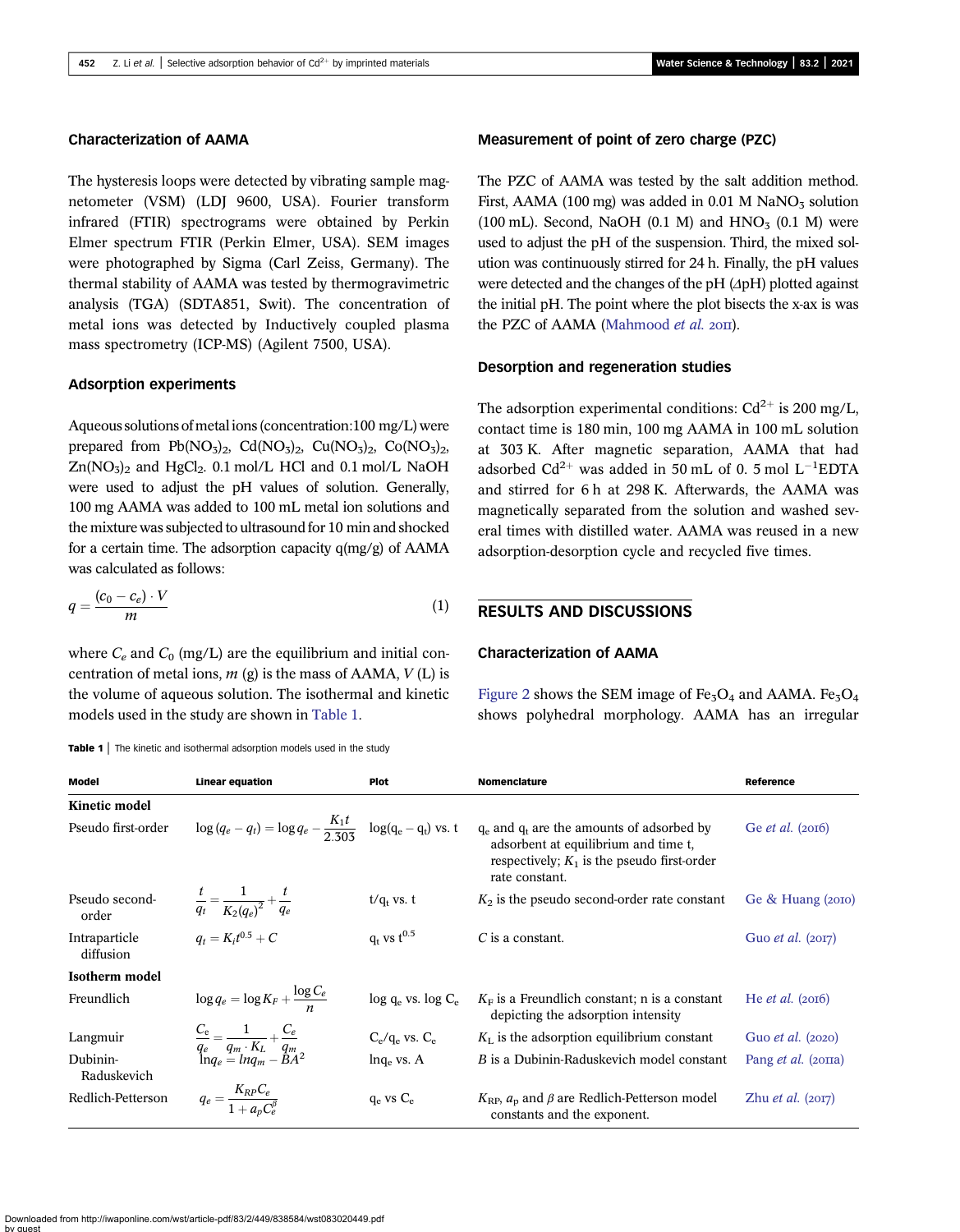### Characterization of AAMA

The hysteresis loops were detected by vibrating sample magnetometer (VSM) (LDJ 9600, USA). Fourier transform infrared (FTIR) spectrograms were obtained by Perkin Elmer spectrum FTIR (Perkin Elmer, USA). SEM images were photographed by Sigma (Carl Zeiss, Germany). The thermal stability of AAMA was tested by thermogravimetric analysis (TGA) (SDTA851, Swit). The concentration of metal ions was detected by Inductively coupled plasma mass spectrometry (ICP-MS) (Agilent 7500, USA).

### Adsorption experiments

Aqueous solutions of metal ions (concentration:100 mg/L) were prepared from $Pb(NO_3)_2$, $Cd(NO_3)_2$, $Cu(NO_3)_2$, $Co(NO_3)_2$, $Zn(NO_3)_2$ and $HgCl_2$. 0.1 mol/L HCl and 0.1 mol/L NaOH were used to adjust the pH values of solution. Generally, 100 mg AAMA was added to 100 mL metal ion solutions and the mixture was subjected to ultrasound for 10 min and shocked for a certain time. The adsorption capacity q(mg/g) of AAMA was calculated as follows:

$$q = \frac{(c_0 - c_e) \cdot V}{m} \tag{1}$$

where $C_e$ and $C_0$ (mg/L) are the equilibrium and initial concentration of metal ions, $m$ (g) is the mass of AAMA, $V$ (L) is the volume of aqueous solution. The isothermal and kinetic models used in the study are shown in Table 1.

**Table 1** | The kinetic and isothermal adsorption models used in the study

| Model | Linear equation | Plot | Nomenclature | Reference |
|---|---|---|---|---|
| **Kinetic model** | | | | |
| Pseudo first-order | $\log(q_e - q_t) = \log q_e - \frac{K_1 t}{2.303}$ | $\log(q_e - q_t)$ vs. t | $q_e$ and $q_t$ are the amounts of adsorbed by adsorbent at equilibrium and time t, respectively; $K_1$ is the pseudo first-order rate constant. | Ge *et al.* (2016) |
| Pseudo second-order | $\frac{t}{q_t} = \frac{1}{K_2 (q_e)^2} + \frac{t}{q_e}$ | $t/q_t$ vs. t | $K_2$ is the pseudo second-order rate constant | Ge & Huang (2010) |
| Intraparticle diffusion | $q_t = K_i t^{0.5} + C$ | $q_t$ vs $t^{0.5}$ | $C$ is a constant. | Guo *et al.* (2017) |
| **Isotherm model** | | | | |
| Freundlich | $\log q_e = \log K_F + \frac{\log C_e}{n}$ | log $q_e$ vs. log $C_e$ | $K_F$ is a Freundlich constant; n is a constant depicting the adsorption intensity | He *et al.* (2016) |
| Langmuir | $\frac{C_e}{q_e} = \frac{1}{q_m \cdot K_L} + \frac{C_e}{q_m}$ | $C_e/q_e$ vs. $C_e$ | $K_L$ is the adsorption equilibrium constant | Guo *et al.* (2020) |
| Dubinin-Raduskevich | $\ln q_e = \ln q_m - BA^2$ | $\ln q_e$ vs. A | $B$ is a Dubinin-Raduskevich model constant | Pang *et al.* (2011a) |
| Redlich-Petterson | $q_e = \frac{K_{RP} C_e}{1 + a_p C_e^{\beta}}$ | $q_e$ vs $C_e$ | $K_{RP}$, $a_p$ and $\beta$ are Redlich-Petterson model constants and the exponent. | Zhu *et al.* (2017) |

### Measurement of point of zero charge (PZC)

The PZC of AAMA was tested by the salt addition method. First, AAMA (100 mg) was added in 0.01 M $NaNO_3$ solution (100 mL). Second, NaOH (0.1 M) and $HNO_3$ (0.1 M) were used to adjust the pH of the suspension. Third, the mixed solution was continuously stirred for 24 h. Finally, the pH values were detected and the changes of the pH ($\Delta$pH) plotted against the initial pH. The point where the plot bisects the x-ax is was the PZC of AAMA (Mahmood *et al.* 2011).

### Desorption and regeneration studies

The adsorption experimental conditions: $Cd^{2+}$ is 200 mg/L, contact time is 180 min, 100 mg AAMA in 100 mL solution at 303 K. After magnetic separation, AAMA that had adsorbed $Cd^{2+}$ was added in 50 mL of 0. 5 mol $L^{-1}$EDTA and stirred for 6 h at 298 K. Afterwards, the AAMA was magnetically separated from the solution and washed several times with distilled water. AAMA was reused in a new adsorption-desorption cycle and recycled five times.

## RESULTS AND DISCUSSIONS

### Characterization of AAMA

Figure 2 shows the SEM image of $Fe_3O_4$ and AAMA. $Fe_3O_4$ shows polyhedral morphology. AAMA has an irregular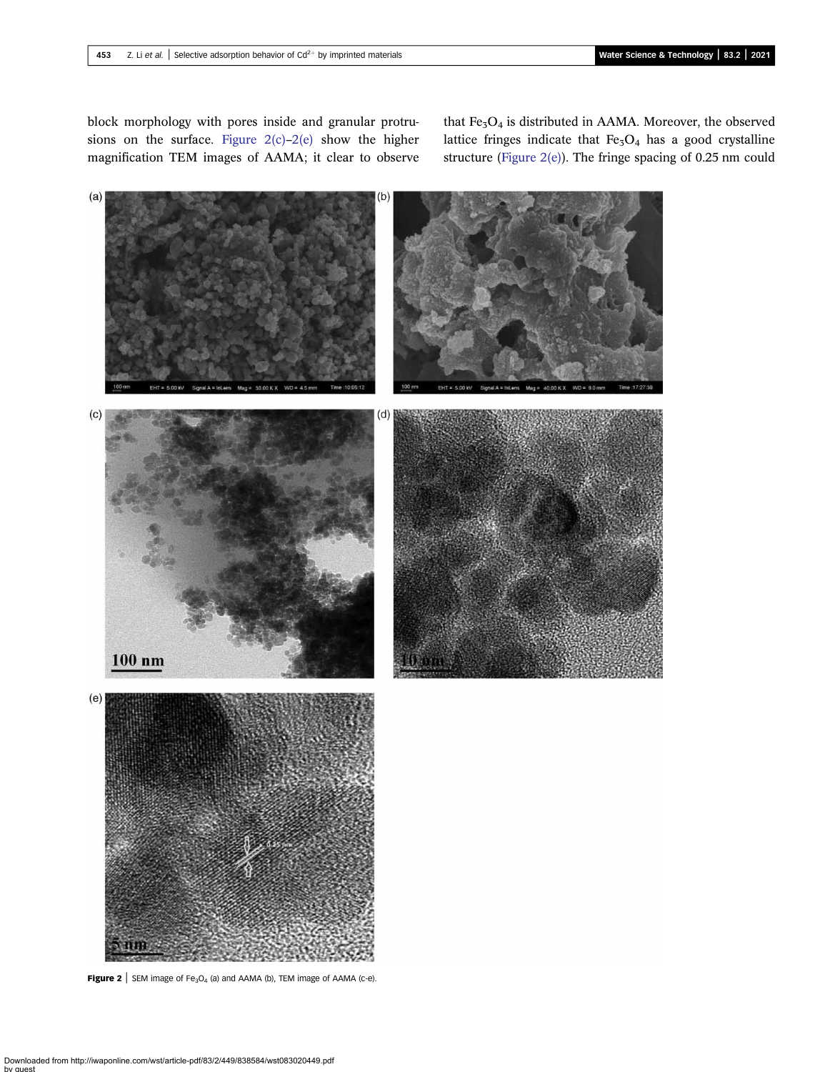block morphology with pores inside and granular protrusions on the surface. Figure 2(c)–2(e) show the higher magnification TEM images of AAMA; it clear to observe that $Fe_3O_4$ is distributed in AAMA. Moreover, the observed lattice fringes indicate that $Fe_3O_4$ has a good crystalline structure (Figure 2(e)). The fringe spacing of 0.25 nm could

**Figure 2** | SEM image of $Fe_3O_4$ (a) and AAMA (b), TEM image of AAMA (c-e).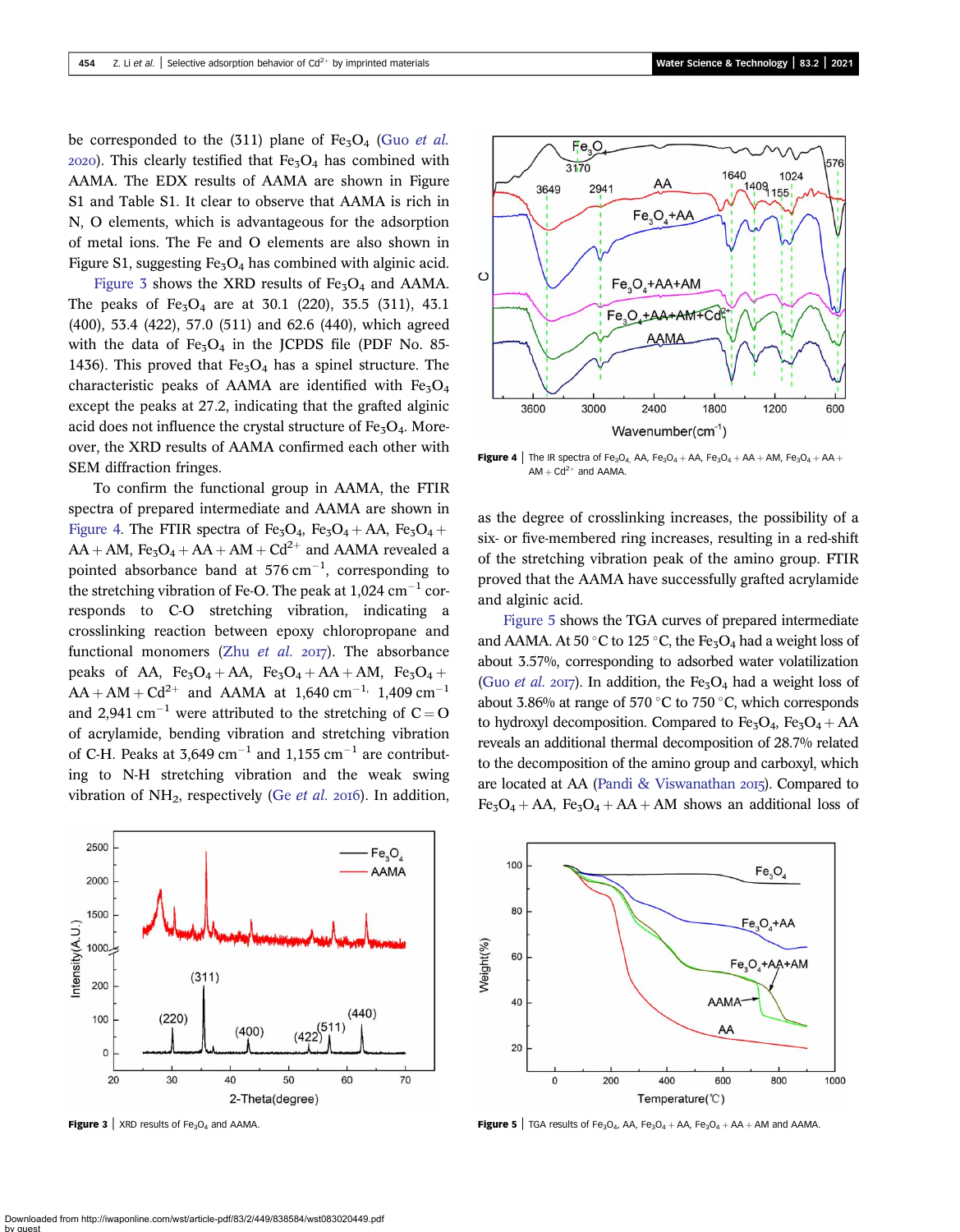be corresponded to the (311) plane of $Fe_3O_4$ (Guo *et al.* 2020). This clearly testified that $Fe_3O_4$ has combined with AAMA. The EDX results of AAMA are shown in Figure S1 and Table S1. It clear to observe that AAMA is rich in N, O elements, which is advantageous for the adsorption of metal ions. The Fe and O elements are also shown in Figure S1, suggesting $Fe_3O_4$ has combined with alginic acid.

Figure 3 shows the XRD results of $Fe_3O_4$ and AAMA. The peaks of $Fe_3O_4$ are at 30.1 (220), 35.5 (311), 43.1 (400), 53.4 (422), 57.0 (511) and 62.6 (440), which agreed with the data of $Fe_3O_4$ in the JCPDS file (PDF No. 85-1436). This proved that $Fe_3O_4$ has a spinel structure. The characteristic peaks of AAMA are identified with $Fe_3O_4$ except the peaks at 27.2, indicating that the grafted alginic acid does not influence the crystal structure of $Fe_3O_4$. Moreover, the XRD results of AAMA confirmed each other with SEM diffraction fringes.

To confirm the functional group in AAMA, the FTIR spectra of prepared intermediate and AAMA are shown in Figure 4. The FTIR spectra of $Fe_3O_4$, $Fe_3O_4$ + AA, $Fe_3O_4$ + AA + AM, $Fe_3O_4$ + AA + AM + $Cd^{2+}$ and AAMA revealed a pointed absorbance band at 576 $cm^{-1}$, corresponding to the stretching vibration of Fe-O. The peak at 1,024 $cm^{-1}$ corresponds to C-O stretching vibration, indicating a crosslinking reaction between epoxy chloropropane and functional monomers (Zhu *et al.* 2017). The absorbance peaks of AA, $Fe_3O_4$ + AA, $Fe_3O_4$ + AA + AM, $Fe_3O_4$ + AA + AM + $Cd^{2+}$ and AAMA at 1,640 $cm^{-1}$, 1,409 $cm^{-1}$ and 2,941 $cm^{-1}$ were attributed to the stretching of C = O of acrylamide, bending vibration and stretching vibration of C-H. Peaks at 3,649 $cm^{-1}$ and 1,155 $cm^{-1}$ are contributing to N-H stretching vibration and the weak swing vibration of $NH_2$, respectively (Ge *et al.* 2016). In addition, as the degree of crosslinking increases, the possibility of a six- or five-membered ring increases, resulting in a red-shift of the stretching vibration peak of the amino group. FTIR proved that the AAMA have successfully grafted acrylamide and alginic acid.

Figure 4 | The IR spectra of $Fe_3O_4$, AA, $Fe_3O_4$ + AA, $Fe_3O_4$ + AA + AM, $Fe_3O_4$ + AA + AM + $Cd^{2+}$ and AAMA.

Figure 5 shows the TGA curves of prepared intermediate and AAMA. At 50 °C to 125 °C, the $Fe_3O_4$ had a weight loss of about 3.57%, corresponding to adsorbed water volatilization (Guo *et al.* 2017). In addition, the $Fe_3O_4$ had a weight loss of about 3.86% at range of 570 °C to 750 °C, which corresponds to hydroxyl decomposition. Compared to $Fe_3O_4$, $Fe_3O_4$ + AA reveals an additional thermal decomposition of 28.7% related to the decomposition of the amino group and carboxyl, which are located at AA (Pandi & Viswanathan 2015). Compared to $Fe_3O_4$ + AA, $Fe_3O_4$ + AA + AM shows an additional loss of

Figure 3 | XRD results of $Fe_3O_4$ and AAMA.

Figure 5 | TGA results of $Fe_3O_4$, AA, $Fe_3O_4$ + AA, $Fe_3O_4$ + AA + AM and AAMA.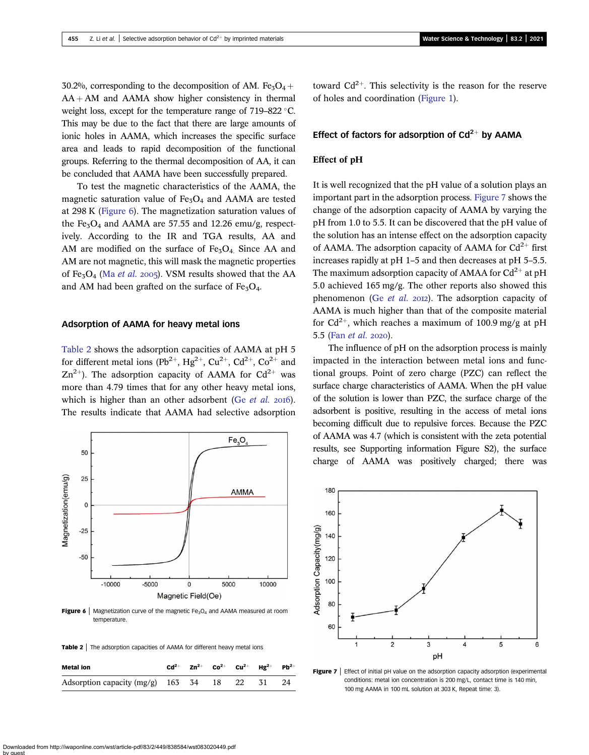30.2%, corresponding to the decomposition of AM. $Fe_3O_4$ + AA + AM and AAMA show higher consistency in thermal weight loss, except for the temperature range of 719–822 °C. This may be due to the fact that there are large amounts of ionic holes in AAMA, which increases the specific surface area and leads to rapid decomposition of the functional groups. Referring to the thermal decomposition of AA, it can be concluded that AAMA have been successfully prepared.

To test the magnetic characteristics of the AAMA, the magnetic saturation value of $Fe_3O_4$ and AAMA are tested at 298 K (Figure 6). The magnetization saturation values of the $Fe_3O_4$ and AAMA are 57.55 and 12.26 emu/g, respectively. According to the IR and TGA results, AA and AM are modified on the surface of $Fe_3O_4$. Since AA and AM are not magnetic, this will mask the magnetic properties of $Fe_3O_4$ (Ma *et al.* 2005). VSM results showed that the AA and AM had been grafted on the surface of $Fe_3O_4$.

## Adsorption of AAMA for heavy metal ions

Table 2 shows the adsorption capacities of AAMA at pH 5 for different metal ions ($Pb^{2+}$, $Hg^{2+}$, $Cu^{2+}$, $Cd^{2+}$, $Co^{2+}$ and $Zn^{2+}$). The adsorption capacity of AAMA for $Cd^{2+}$ was more than 4.79 times that for any other heavy metal ions, which is higher than an other adsorbent (Ge *et al.* 2016). The results indicate that AAMA had selective adsorption toward $Cd^{2+}$. This selectivity is the reason for the reserve of holes and coordination (Figure 1).

**Figure 6** | Magnetization curve of the magnetic $Fe_3O_4$ and AAMA measured at room temperature.

**Table 2** | The adsorption capacities of AAMA for different heavy metal ions

| Metal ion | $Cd^{2+}$ | $Zn^{2+}$ | $Co^{2+}$ | $Cu^{2+}$ | $Hg^{2+}$ | $Pb^{2+}$ |
|---|---|---|---|---|---|---|
| Adsorption capacity (mg/g) | 163 | 34 | 18 | 22 | 31 | 24 |

## Effect of factors for adsorption of $Cd^{2+}$ by AAMA

### Effect of pH

It is well recognized that the pH value of a solution plays an important part in the adsorption process. Figure 7 shows the change of the adsorption capacity of AAMA by varying the pH from 1.0 to 5.5. It can be discovered that the pH value of the solution has an intense effect on the adsorption capacity of AAMA. The adsorption capacity of AAMA for $Cd^{2+}$ first increases rapidly at pH 1–5 and then decreases at pH 5–5.5. The maximum adsorption capacity of AMAA for $Cd^{2+}$ at pH 5.0 achieved 165 mg/g. The other reports also showed this phenomenon (Ge *et al.* 2012). The adsorption capacity of AAMA is much higher than that of the composite material for $Cd^{2+}$, which reaches a maximum of 100.9 mg/g at pH 5.5 (Fan *et al.* 2020).

The influence of pH on the adsorption process is mainly impacted in the interaction between metal ions and functional groups. Point of zero charge (PZC) can reflect the surface charge characteristics of AAMA. When the pH value of the solution is lower than PZC, the surface charge of the adsorbent is positive, resulting in the access of metal ions becoming difficult due to repulsive forces. Because the PZC of AAMA was 4.7 (which is consistent with the zeta potential results, see Supporting information Figure S2), the surface charge of AAMA was positively charged; there was

**Figure 7** | Effect of initial pH value on the adsorption capacity adsorption (experimental conditions: metal ion concentration is 200 mg/L, contact time is 140 min, 100 mg AAMA in 100 mL solution at 303 K, Repeat time: 3).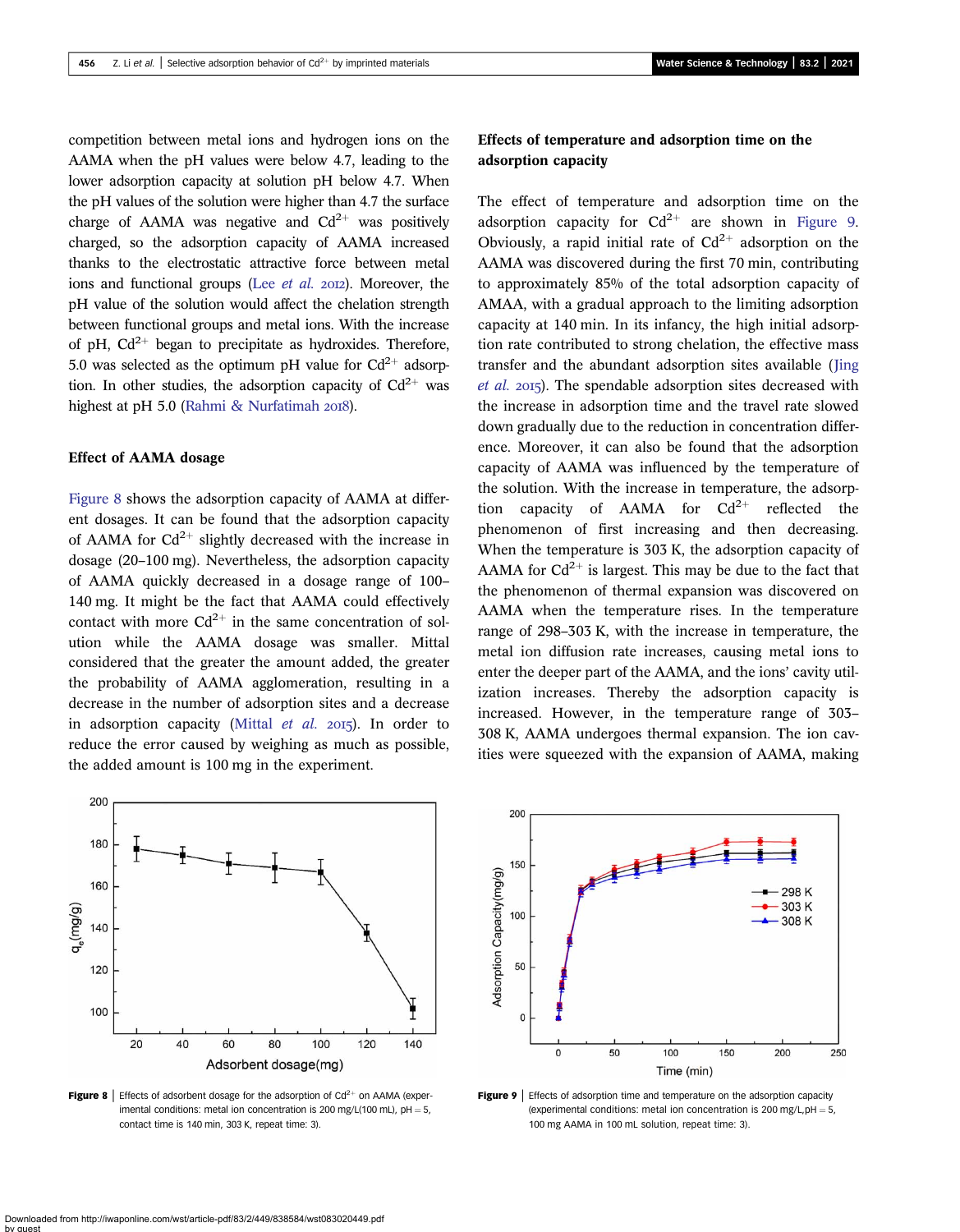competition between metal ions and hydrogen ions on the AAMA when the pH values were below 4.7, leading to the lower adsorption capacity at solution pH below 4.7. When the pH values of the solution were higher than 4.7 the surface charge of AAMA was negative and $Cd^{2+}$ was positively charged, so the adsorption capacity of AAMA increased thanks to the electrostatic attractive force between metal ions and functional groups (Lee *et al.* 2012). Moreover, the pH value of the solution would affect the chelation strength between functional groups and metal ions. With the increase of pH, $Cd^{2+}$ began to precipitate as hydroxides. Therefore, 5.0 was selected as the optimum pH value for $Cd^{2+}$ adsorption. In other studies, the adsorption capacity of $Cd^{2+}$ was highest at pH 5.0 (Rahmi & Nurfatimah 2018).

### Effect of AAMA dosage

Figure 8 shows the adsorption capacity of AAMA at different dosages. It can be found that the adsorption capacity of AAMA for $Cd^{2+}$ slightly decreased with the increase in dosage (20–100 mg). Nevertheless, the adsorption capacity of AAMA quickly decreased in a dosage range of 100–140 mg. It might be the fact that AAMA could effectively contact with more $Cd^{2+}$ in the same concentration of solution while the AAMA dosage was smaller. Mittal considered that the greater the amount added, the greater the probability of AAMA agglomeration, resulting in a decrease in the number of adsorption sites and a decrease in adsorption capacity (Mittal *et al.* 2015). In order to reduce the error caused by weighing as much as possible, the added amount is 100 mg in the experiment.

### Effects of temperature and adsorption time on the adsorption capacity

The effect of temperature and adsorption time on the adsorption capacity for $Cd^{2+}$ are shown in Figure 9. Obviously, a rapid initial rate of $Cd^{2+}$ adsorption on the AAMA was discovered during the first 70 min, contributing to approximately 85% of the total adsorption capacity of AMAA, with a gradual approach to the limiting adsorption capacity at 140 min. In its infancy, the high initial adsorption rate contributed to strong chelation, the effective mass transfer and the abundant adsorption sites available (Jing *et al.* 2015). The spendable adsorption sites decreased with the increase in adsorption time and the travel rate slowed down gradually due to the reduction in concentration difference. Moreover, it can also be found that the adsorption capacity of AAMA was influenced by the temperature of the solution. With the increase in temperature, the adsorption capacity of AAMA for $Cd^{2+}$ reflected the phenomenon of first increasing and then decreasing. When the temperature is 303 K, the adsorption capacity of AAMA for $Cd^{2+}$ is largest. This may be due to the fact that the phenomenon of thermal expansion was discovered on AAMA when the temperature rises. In the temperature range of 298–303 K, with the increase in temperature, the metal ion diffusion rate increases, causing metal ions to enter the deeper part of the AAMA, and the ions' cavity utilization increases. Thereby the adsorption capacity is increased. However, in the temperature range of 303–308 K, AAMA undergoes thermal expansion. The ion cavities were squeezed with the expansion of AAMA, making

**Figure 8** | Effects of adsorbent dosage for the adsorption of $Cd^{2+}$ on AAMA (experimental conditions: metal ion concentration is 200 mg/L(100 mL), pH = 5, contact time is 140 min, 303 K, repeat time: 3).

**Figure 9** | Effects of adsorption time and temperature on the adsorption capacity (experimental conditions: metal ion concentration is 200 mg/L, pH = 5, 100 mg AAMA in 100 mL solution, repeat time: 3).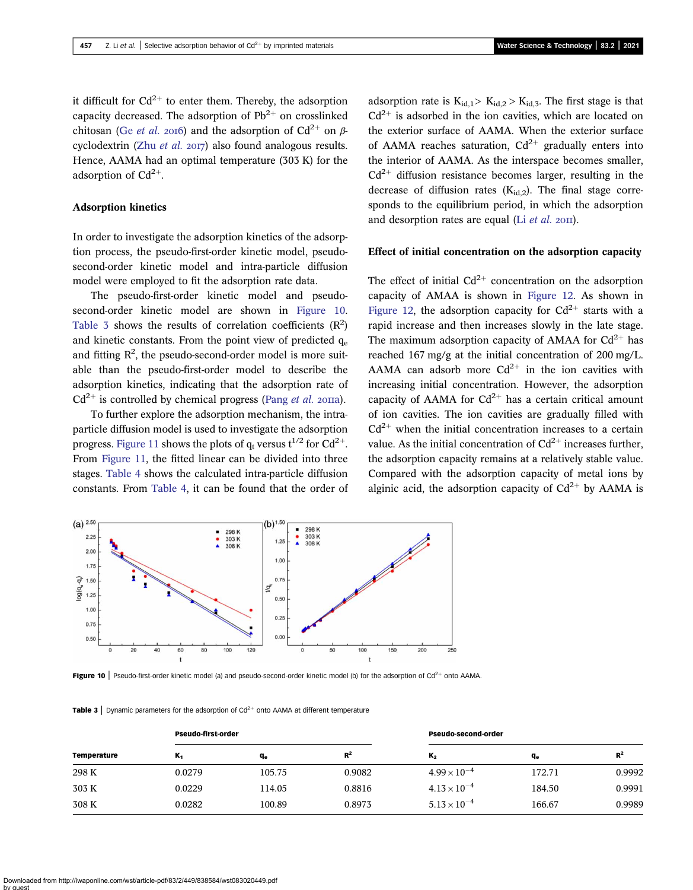it difficult for $Cd^{2+}$ to enter them. Thereby, the adsorption capacity decreased. The adsorption of $Pb^{2+}$ on crosslinked chitosan (Ge *et al.* 2016) and the adsorption of $Cd^{2+}$ on β-cyclodextrin (Zhu *et al.* 2017) also found analogous results. Hence, AAMA had an optimal temperature (303 K) for the adsorption of $Cd^{2+}$.

### Adsorption kinetics

In order to investigate the adsorption kinetics of the adsorption process, the pseudo-first-order kinetic model, pseudo-second-order kinetic model and intra-particle diffusion model were employed to fit the adsorption rate data.

The pseudo-first-order kinetic model and pseudo-second-order kinetic model are shown in Figure 10. Table 3 shows the results of correlation coefficients ($R^2$) and kinetic constants. From the point view of predicted $q_e$ and fitting $R^2$, the pseudo-second-order model is more suitable than the pseudo-first-order model to describe the adsorption kinetics, indicating that the adsorption rate of $Cd^{2+}$ is controlled by chemical progress (Pang *et al.* 2011a).

To further explore the adsorption mechanism, the intra-particle diffusion model is used to investigate the adsorption progress. Figure 11 shows the plots of $q_t$ versus $t^{1/2}$ for $Cd^{2+}$. From Figure 11, the fitted linear can be divided into three stages. Table 4 shows the calculated intra-particle diffusion constants. From Table 4, it can be found that the order of adsorption rate is $K_{id,1} > K_{id,2} > K_{id,3}$. The first stage is that $Cd^{2+}$ is adsorbed in the ion cavities, which are located on the exterior surface of AAMA. When the exterior surface of AAMA reaches saturation, $Cd^{2+}$ gradually enters into the interior of AAMA. As the interspace becomes smaller, $Cd^{2+}$ diffusion resistance becomes larger, resulting in the decrease of diffusion rates ($K_{id,2}$). The final stage corresponds to the equilibrium period, in which the adsorption and desorption rates are equal (Li *et al.* 2011).

### Effect of initial concentration on the adsorption capacity

The effect of initial $Cd^{2+}$ concentration on the adsorption capacity of AMAA is shown in Figure 12. As shown in Figure 12, the adsorption capacity for $Cd^{2+}$ starts with a rapid increase and then increases slowly in the late stage. The maximum adsorption capacity of AMAA for $Cd^{2+}$ has reached 167 mg/g at the initial concentration of 200 mg/L. AAMA can adsorb more $Cd^{2+}$ in the ion cavities with increasing initial concentration. However, the adsorption capacity of AAMA for $Cd^{2+}$ has a certain critical amount of ion cavities. The ion cavities are gradually filled with $Cd^{2+}$ when the initial concentration increases to a certain value. As the initial concentration of $Cd^{2+}$ increases further, the adsorption capacity remains at a relatively stable value. Compared with the adsorption capacity of metal ions by alginic acid, the adsorption capacity of $Cd^{2+}$ by AAMA is

**Figure 10** | Pseudo-first-order kinetic model (a) and pseudo-second-order kinetic model (b) for the adsorption of $Cd^{2+}$ onto AAMA.

**Table 3** | Dynamic parameters for the adsorption of $Cd^{2+}$ onto AAMA at different temperature

| | Pseudo-first-order | | | Pseudo-second-order | | |
|---|---|---|---|---|---|---|
| Temperature | $K_1$ | $q_e$ | $R^2$ | $K_2$ | $q_e$ | $R^2$ |
| 298 K | 0.0279 | 105.75 | 0.9082 | $4.99 \times 10^{-4}$ | 172.71 | 0.9992 |
| 303 K | 0.0229 | 114.05 | 0.8816 | $4.13 \times 10^{-4}$ | 184.50 | 0.9991 |
| 308 K | 0.0282 | 100.89 | 0.8973 | $5.13 \times 10^{-4}$ | 166.67 | 0.9989 |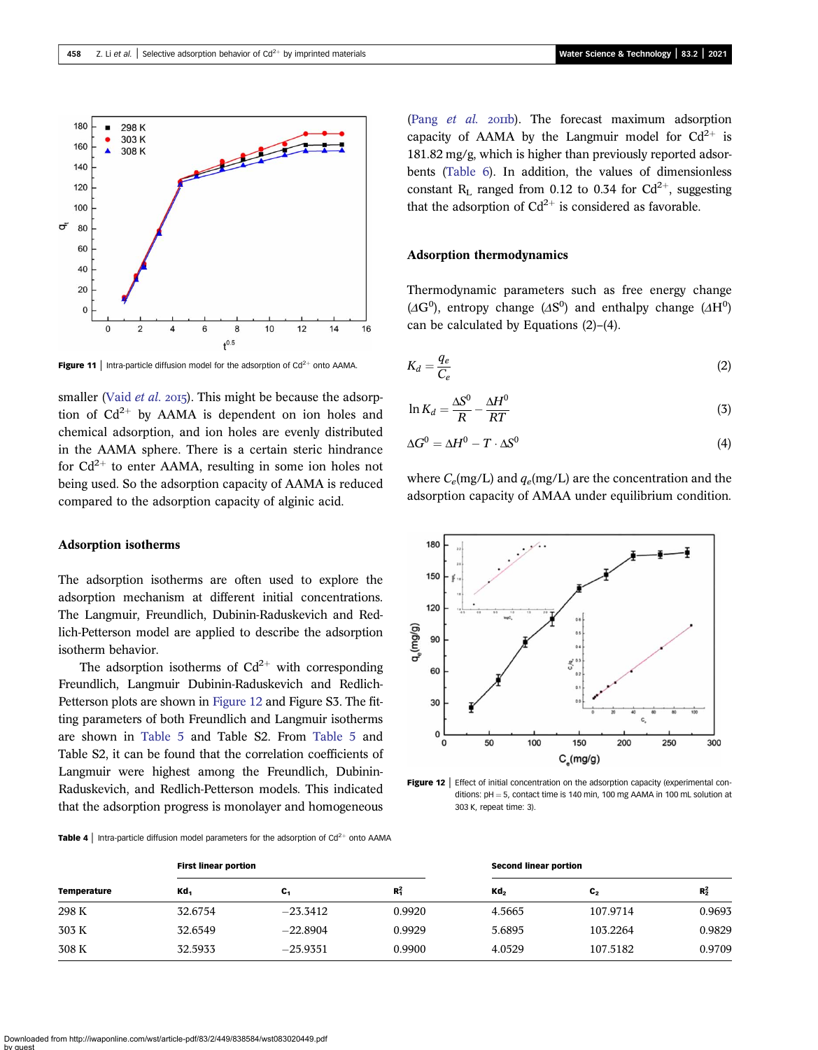Figure 11 | Intra-particle diffusion model for the adsorption of $Cd^{2+}$ onto AAMA.

smaller (Vaid *et al.* 2015). This might be because the adsorption of $Cd^{2+}$ by AAMA is dependent on ion holes and chemical adsorption, and ion holes are evenly distributed in the AAMA sphere. There is a certain steric hindrance for $Cd^{2+}$ to enter AAMA, resulting in some ion holes not being used. So the adsorption capacity of AAMA is reduced compared to the adsorption capacity of alginic acid.

### Adsorption isotherms

The adsorption isotherms are often used to explore the adsorption mechanism at different initial concentrations. The Langmuir, Freundlich, Dubinin-Raduskevich and Redlich-Petterson model are applied to describe the adsorption isotherm behavior.

The adsorption isotherms of $Cd^{2+}$ with corresponding Freundlich, Langmuir Dubinin-Raduskevich and Redlich-Petterson plots are shown in Figure 12 and Figure S3. The fitting parameters of both Freundlich and Langmuir isotherms are shown in Table 5 and Table S2. From Table 5 and Table S2, it can be found that the correlation coefficients of Langmuir were highest among the Freundlich, Dubinin-Raduskevich, and Redlich-Petterson models. This indicated that the adsorption progress is monolayer and homogeneous (Pang *et al.* 2011b). The forecast maximum adsorption capacity of AAMA by the Langmuir model for $Cd^{2+}$ is 181.82 mg/g, which is higher than previously reported adsorbents (Table 6). In addition, the values of dimensionless constant $R_L$ ranged from 0.12 to 0.34 for $Cd^{2+}$, suggesting that the adsorption of $Cd^{2+}$ is considered as favorable.

### Adsorption thermodynamics

Thermodynamic parameters such as free energy change ($\Delta G^0$), entropy change ($\Delta S^0$) and enthalpy change ($\Delta H^0$) can be calculated by Equations (2)–(4).

$$K_d = \frac{q_e}{C_e} \tag{2}$$

$$\ln K_d = \frac{\Delta S^0}{R} - \frac{\Delta H^0}{RT} \tag{3}$$

$$\Delta G^0 = \Delta H^0 - T \cdot \Delta S^0 \tag{4}$$

where $C_e$(mg/L) and $q_e$(mg/L) are the concentration and the adsorption capacity of AMAA under equilibrium condition.

Figure 12 | Effect of initial concentration on the adsorption capacity (experimental conditions: pH = 5, contact time is 140 min, 100 mg AAMA in 100 mL solution at 303 K, repeat time: 3).

Table 4 | Intra-particle diffusion model parameters for the adsorption of $Cd^{2+}$ onto AAMA

| | First linear portion | | | Second linear portion | | |
|---|---|---|---|---|---|---|
| Temperature | $Kd_1$ | $C_1$ | $R_1^2$ | $Kd_2$ | $C_2$ | $R_2^2$ |
| 298 K | 32.6754 | −23.3412 | 0.9920 | 4.5665 | 107.9714 | 0.9693 |
| 303 K | 32.6549 | −22.8904 | 0.9929 | 5.6895 | 103.2264 | 0.9829 |
| 308 K | 32.5933 | −25.9351 | 0.9900 | 4.0529 | 107.5182 | 0.9709 |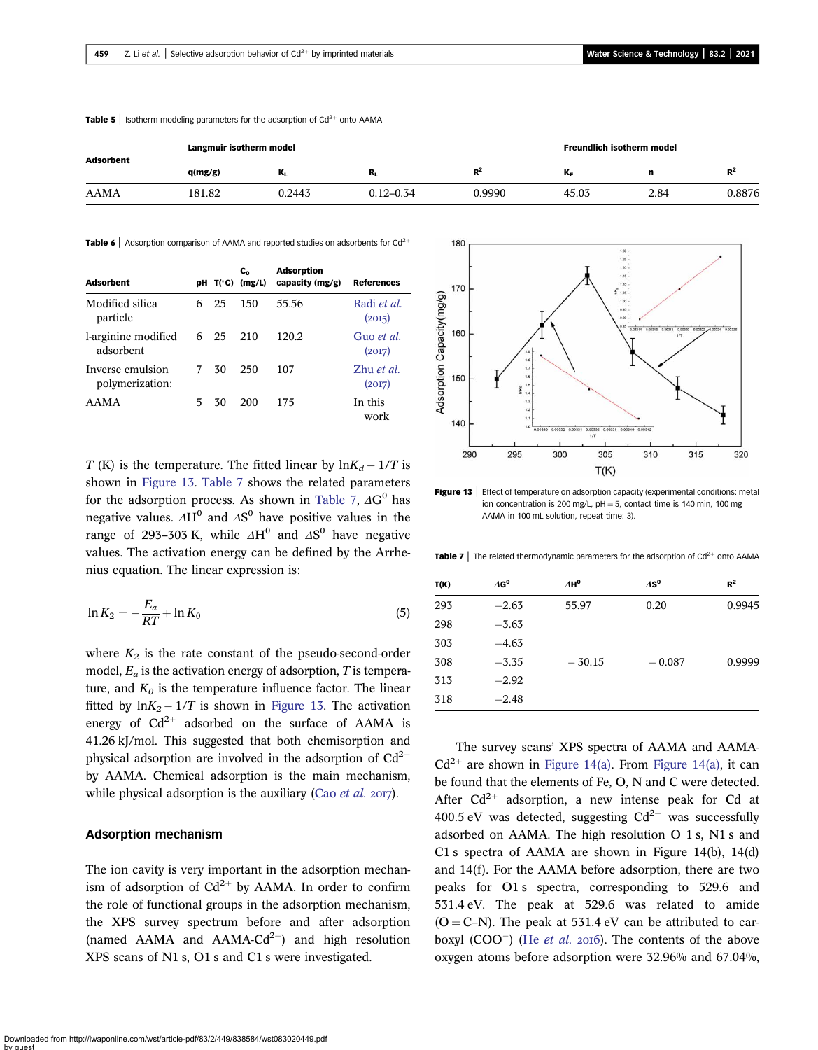**Table 5** | Isotherm modeling parameters for the adsorption of $Cd^{2+}$ onto AAMA

| Adsorbent | Langmuir isotherm model | | | | Freundlich isotherm model | | |
|---|---|---|---|---|---|---|---|
| | q(mg/g) | $K_L$ | $R_L$ | $R^2$ | $K_F$ | n | $R^2$ |
| AAMA | 181.82 | 0.2443 | 0.12–0.34 | 0.9990 | 45.03 | 2.84 | 0.8876 |

**Table 6** | Adsorption comparison of AAMA and reported studies on adsorbents for $Cd^{2+}$

| Adsorbent | pH | T(°C) | $C_0$ (mg/L) | Adsorption capacity (mg/g) | References |
|---|---|---|---|---|---|
| Modified silica particle | 6 | 25 | 150 | 55.56 | Radi *et al.* (2015) |
| l-arginine modified adsorbent | 6 | 25 | 210 | 120.2 | Guo *et al.* (2017) |
| Inverse emulsion polymerization: | 7 | 30 | 250 | 107 | Zhu *et al.* (2017) |
| AAMA | 5 | 30 | 200 | 175 | In this work |

$T$ (K) is the temperature. The fitted linear by $\ln K_d - 1/T$ is shown in Figure 13. Table 7 shows the related parameters for the adsorption process. As shown in Table 7, $\Delta G^0$ has negative values. $\Delta H^0$ and $\Delta S^0$ have positive values in the range of 293–303 K, while $\Delta H^0$ and $\Delta S^0$ have negative values. The activation energy can be defined by the Arrhenius equation. The linear expression is:

$$\ln K_2 = -\frac{E_a}{RT} + \ln K_0 \tag{5}$$

where $K_2$ is the rate constant of the pseudo-second-order model, $E_a$ is the activation energy of adsorption, $T$ is temperature, and $K_0$ is the temperature influence factor. The linear fitted by $\ln K_2 - 1/T$ is shown in Figure 13. The activation energy of $Cd^{2+}$ adsorbed on the surface of AAMA is 41.26 kJ/mol. This suggested that both chemisorption and physical adsorption are involved in the adsorption of $Cd^{2+}$ by AAMA. Chemical adsorption is the main mechanism, while physical adsorption is the auxiliary (Cao *et al.* 2017).

## Adsorption mechanism

The ion cavity is very important in the adsorption mechanism of adsorption of $Cd^{2+}$ by AAMA. In order to confirm the role of functional groups in the adsorption mechanism, the XPS survey spectrum before and after adsorption (named AAMA and AAMA-$Cd^{2+}$) and high resolution XPS scans of N1 s, O1 s and C1 s were investigated.

**Figure 13** | Effect of temperature on adsorption capacity (experimental conditions: metal ion concentration is 200 mg/L, pH = 5, contact time is 140 min, 100 mg AAMA in 100 mL solution, repeat time: 3).

**Table 7** | The related thermodynamic parameters for the adsorption of $Cd^{2+}$ onto AAMA

| T(K) | $\Delta G^0$ | $\Delta H^0$ | $\Delta S^0$ | $R^2$ |
|---|---|---|---|---|
| 293 | −2.63 | 55.97 | 0.20 | 0.9945 |
| 298 | −3.63 | | | |
| 303 | −4.63 | | | |
| 308 | −3.35 | −30.15 | −0.087 | 0.9999 |
| 313 | −2.92 | | | |
| 318 | −2.48 | | | |

The survey scans' XPS spectra of AAMA and AAMA-$Cd^{2+}$ are shown in Figure 14(a). From Figure 14(a), it can be found that the elements of Fe, O, N and C were detected. After $Cd^{2+}$ adsorption, a new intense peak for Cd at 400.5 eV was detected, suggesting $Cd^{2+}$ was successfully adsorbed on AAMA. The high resolution O 1 s, N1 s and C1 s spectra of AAMA are shown in Figure 14(b), 14(d) and 14(f). For the AAMA before adsorption, there are two peaks for O1 s spectra, corresponding to 529.6 and 531.4 eV. The peak at 529.6 was related to amide (O = C–N). The peak at 531.4 eV can be attributed to carboxyl ($COO^-$) (He *et al.* 2016). The contents of the above oxygen atoms before adsorption were 32.96% and 67.04%,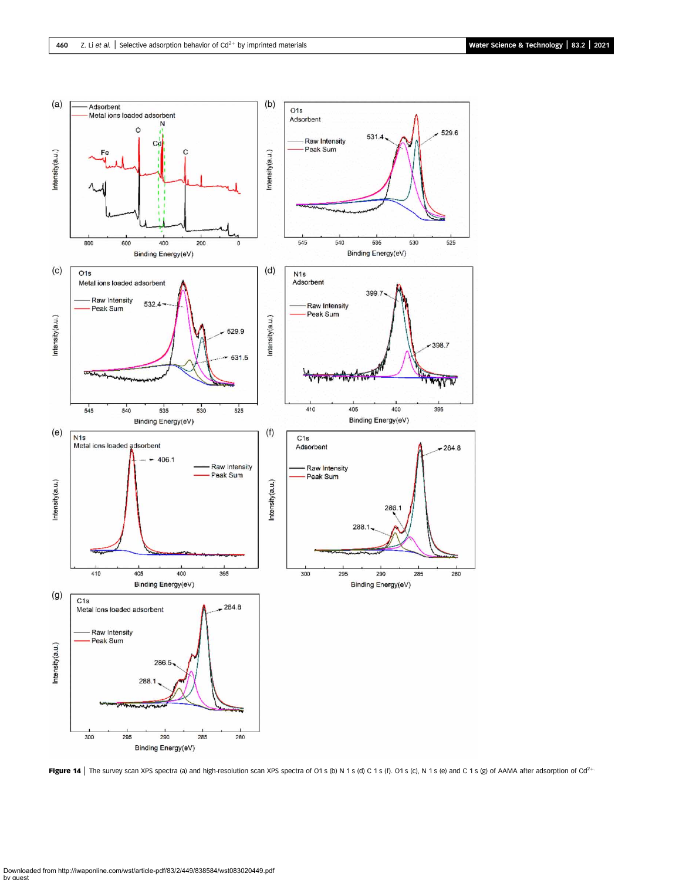**Figure 14** | The survey scan XPS spectra (a) and high-resolution scan XPS spectra of O1 s (b) N 1 s (d) C 1 s (f). O1 s (c), N 1 s (e) and C 1 s (g) of AAMA after adsorption of $Cd^{2+}$.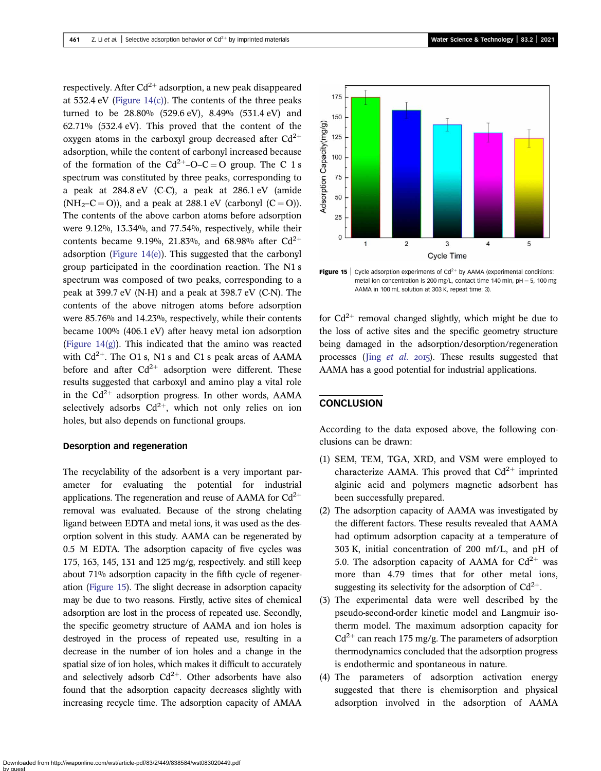respectively. After $Cd^{2+}$ adsorption, a new peak disappeared at 532.4 eV (Figure 14(c)). The contents of the three peaks turned to be 28.80% (529.6 eV), 8.49% (531.4 eV) and 62.71% (532.4 eV). This proved that the content of the oxygen atoms in the carboxyl group decreased after $Cd^{2+}$ adsorption, while the content of carbonyl increased because of the formation of the $Cd^{2+}$–O–C=O group. The C 1 s spectrum was constituted by three peaks, corresponding to a peak at 284.8 eV (C-C), a peak at 286.1 eV (amide ($NH_2$–C=O)), and a peak at 288.1 eV (carbonyl (C=O)). The contents of the above carbon atoms before adsorption were 9.12%, 13.34%, and 77.54%, respectively, while their contents became 9.19%, 21.83%, and 68.98% after $Cd^{2+}$ adsorption (Figure 14(e)). This suggested that the carbonyl group participated in the coordination reaction. The N1 s spectrum was composed of two peaks, corresponding to a peak at 399.7 eV (N-H) and a peak at 398.7 eV (C-N). The contents of the above nitrogen atoms before adsorption were 85.76% and 14.23%, respectively, while their contents became 100% (406.1 eV) after heavy metal ion adsorption (Figure 14(g)). This indicated that the amino was reacted with $Cd^{2+}$. The O1 s, N1 s and C1 s peak areas of AAMA before and after $Cd^{2+}$ adsorption were different. These results suggested that carboxyl and amino play a vital role in the $Cd^{2+}$ adsorption progress. In other words, AAMA selectively adsorbs $Cd^{2+}$, which not only relies on ion holes, but also depends on functional groups.

### Desorption and regeneration

The recyclability of the adsorbent is a very important parameter for evaluating the potential for industrial applications. The regeneration and reuse of AAMA for $Cd^{2+}$ removal was evaluated. Because of the strong chelating ligand between EDTA and metal ions, it was used as the desorption solvent in this study. AAMA can be regenerated by 0.5 M EDTA. The adsorption capacity of five cycles was 175, 163, 145, 131 and 125 mg/g, respectively. and still keep about 71% adsorption capacity in the fifth cycle of regeneration (Figure 15). The slight decrease in adsorption capacity may be due to two reasons. Firstly, active sites of chemical adsorption are lost in the process of repeated use. Secondly, the specific geometry structure of AAMA and ion holes is destroyed in the process of repeated use, resulting in a decrease in the number of ion holes and a change in the spatial size of ion holes, which makes it difficult to accurately and selectively adsorb $Cd^{2+}$. Other adsorbents have also found that the adsorption capacity decreases slightly with increasing recycle time. The adsorption capacity of AMAA for $Cd^{2+}$ removal changed slightly, which might be due to the loss of active sites and the specific geometry structure being damaged in the adsorption/desorption/regeneration processes (Jing *et al.* 2015). These results suggested that AAMA has a good potential for industrial applications.

**Figure 15** | Cycle adsorption experiments of $Cd^{2+}$ by AAMA (experimental conditions: metal ion concentration is 200 mg/L, contact time 140 min, pH = 5, 100 mg AAMA in 100 mL solution at 303 K, repeat time: 3).

## CONCLUSION

According to the data exposed above, the following conclusions can be drawn:

(1) SEM, TEM, TGA, XRD, and VSM were employed to characterize AAMA. This proved that $Cd^{2+}$ imprinted alginic acid and polymers magnetic adsorbent has been successfully prepared.
(2) The adsorption capacity of AAMA was investigated by the different factors. These results revealed that AAMA had optimum adsorption capacity at a temperature of 303 K, initial concentration of 200 mf/L, and pH of 5.0. The adsorption capacity of AAMA for $Cd^{2+}$ was more than 4.79 times that for other metal ions, suggesting its selectivity for the adsorption of $Cd^{2+}$.
(3) The experimental data were well described by the pseudo-second-order kinetic model and Langmuir isotherm model. The maximum adsorption capacity for $Cd^{2+}$ can reach 175 mg/g. The parameters of adsorption thermodynamics concluded that the adsorption progress is endothermic and spontaneous in nature.
(4) The parameters of adsorption activation energy suggested that there is chemisorption and physical adsorption involved in the adsorption of AAMA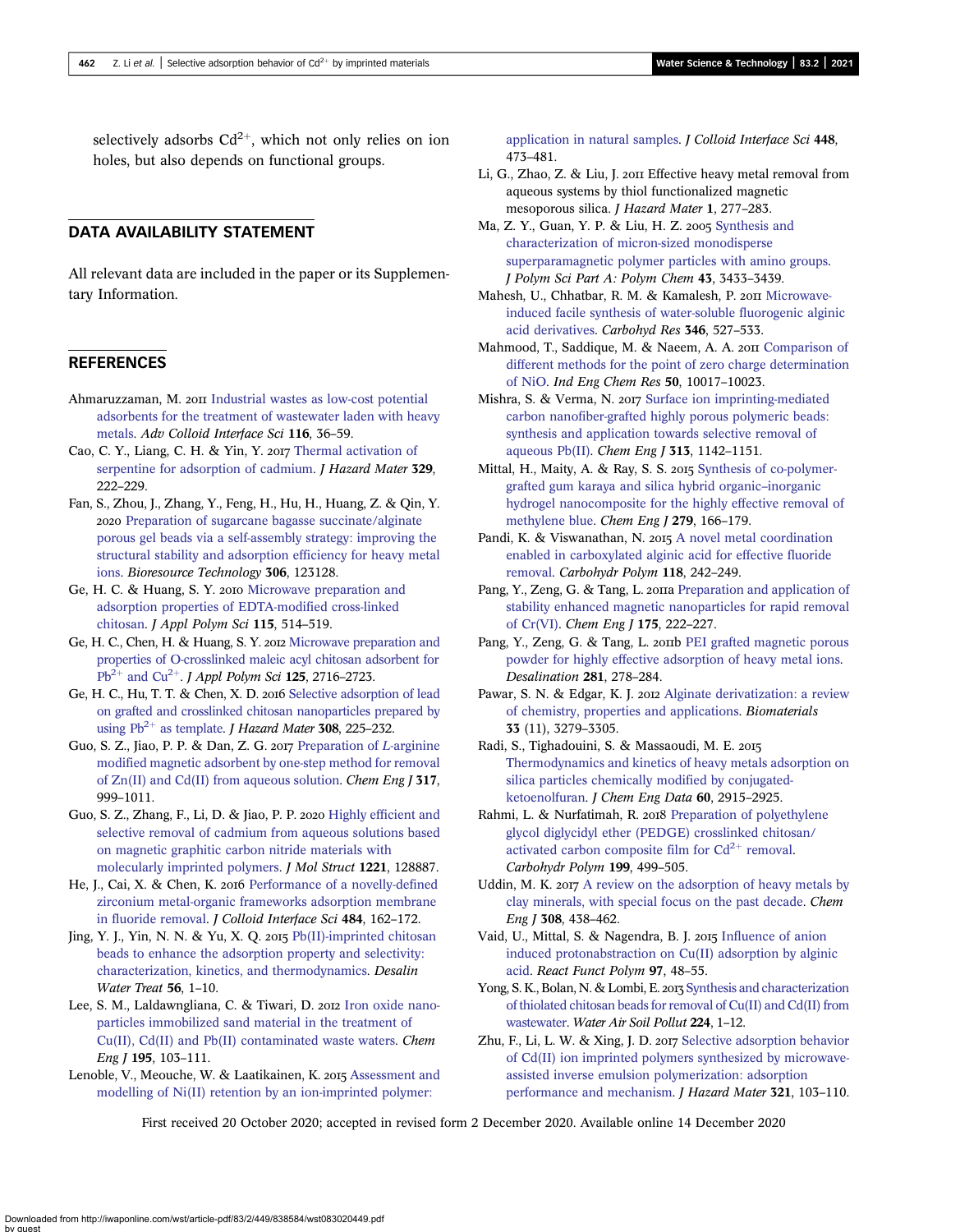selectively adsorbs $Cd^{2+}$, which not only relies on ion holes, but also depends on functional groups.

## DATA AVAILABILITY STATEMENT

All relevant data are included in the paper or its Supplementary Information.

## REFERENCES

Ahmaruzzaman, M. 2011 Industrial wastes as low-cost potential adsorbents for the treatment of wastewater laden with heavy metals. *Adv Colloid Interface Sci* **116**, 36–59.

Cao, C. Y., Liang, C. H. & Yin, Y. 2017 Thermal activation of serpentine for adsorption of cadmium. *J Hazard Mater* **329**, 222–229.

Fan, S., Zhou, J., Zhang, Y., Feng, H., Hu, H., Huang, Z. & Qin, Y. 2020 Preparation of sugarcane bagasse succinate/alginate porous gel beads via a self-assembly strategy: improving the structural stability and adsorption efficiency for heavy metal ions. *Bioresource Technology* **306**, 123128.

Ge, H. C. & Huang, S. Y. 2010 Microwave preparation and adsorption properties of EDTA-modified cross-linked chitosan. *J Appl Polym Sci* **115**, 514–519.

Ge, H. C., Chen, H. & Huang, S. Y. 2012 Microwave preparation and properties of O-crosslinked maleic acyl chitosan adsorbent for $Pb^{2+}$ and $Cu^{2+}$. *J Appl Polym Sci* **125**, 2716–2723.

Ge, H. C., Hu, T. T. & Chen, X. D. 2016 Selective adsorption of lead on grafted and crosslinked chitosan nanoparticles prepared by using $Pb^{2+}$ as template. *J Hazard Mater* **308**, 225–232.

Guo, S. Z., Jiao, P. P. & Dan, Z. G. 2017 Preparation of *L*-arginine modified magnetic adsorbent by one-step method for removal of Zn(II) and Cd(II) from aqueous solution. *Chem Eng J* **317**, 999–1011.

Guo, S. Z., Zhang, F., Li, D. & Jiao, P. P. 2020 Highly efficient and selective removal of cadmium from aqueous solutions based on magnetic graphitic carbon nitride materials with molecularly imprinted polymers. *J Mol Struct* **1221**, 128887.

He, J., Cai, X. & Chen, K. 2016 Performance of a novelly-defined zirconium metal-organic frameworks adsorption membrane in fluoride removal. *J Colloid Interface Sci* **484**, 162–172.

Jing, Y. J., Yin, N. N. & Yu, X. Q. 2015 Pb(II)-imprinted chitosan beads to enhance the adsorption property and selectivity: characterization, kinetics, and thermodynamics. *Desalin Water Treat* **56**, 1–10.

Lee, S. M., Laldawngliana, C. & Tiwari, D. 2012 Iron oxide nano-particles immobilized sand material in the treatment of Cu(II), Cd(II) and Pb(II) contaminated waste waters. *Chem Eng J* **195**, 103–111.

Lenoble, V., Meouche, W. & Laatikainen, K. 2015 Assessment and modelling of Ni(II) retention by an ion-imprinted polymer: application in natural samples. *J Colloid Interface Sci* **448**, 473–481.

Li, G., Zhao, Z. & Liu, J. 2011 Effective heavy metal removal from aqueous systems by thiol functionalized magnetic mesoporous silica. *J Hazard Mater* **1**, 277–283.

Ma, Z. Y., Guan, Y. P. & Liu, H. Z. 2005 Synthesis and characterization of micron-sized monodisperse superparamagnetic polymer particles with amino groups. *J Polym Sci Part A: Polym Chem* **43**, 3433–3439.

Mahesh, U., Chhatbar, R. M. & Kamalesh, P. 2011 Microwave-induced facile synthesis of water-soluble fluorogenic alginic acid derivatives. *Carbohyd Res* **346**, 527–533.

Mahmood, T., Saddique, M. & Naeem, A. A. 2011 Comparison of different methods for the point of zero charge determination of NiO. *Ind Eng Chem Res* **50**, 10017–10023.

Mishra, S. & Verma, N. 2017 Surface ion imprinting-mediated carbon nanofiber-grafted highly porous polymeric beads: synthesis and application towards selective removal of aqueous Pb(II). *Chem Eng J* **313**, 1142–1151.

Mittal, H., Maity, A. & Ray, S. S. 2015 Synthesis of co-polymer-grafted gum karaya and silica hybrid organic–inorganic hydrogel nanocomposite for the highly effective removal of methylene blue. *Chem Eng J* **279**, 166–179.

Pandi, K. & Viswanathan, N. 2015 A novel metal coordination enabled in carboxylated alginic acid for effective fluoride removal. *Carbohydr Polym* **118**, 242–249.

Pang, Y., Zeng, G. & Tang, L. 2011a Preparation and application of stability enhanced magnetic nanoparticles for rapid removal of Cr(VI). *Chem Eng J* **175**, 222–227.

Pang, Y., Zeng, G. & Tang, L. 2011b PEI grafted magnetic porous powder for highly effective adsorption of heavy metal ions. *Desalination* **281**, 278–284.

Pawar, S. N. & Edgar, K. J. 2012 Alginate derivatization: a review of chemistry, properties and applications. *Biomaterials* **33** (11), 3279–3305.

Radi, S., Tighadouini, S. & Massaoudi, M. E. 2015 Thermodynamics and kinetics of heavy metals adsorption on silica particles chemically modified by conjugated-ketoenolfuran. *J Chem Eng Data* **60**, 2915–2925.

Rahmi, L. & Nurfatimah, R. 2018 Preparation of polyethylene glycol diglycidyl ether (PEDGE) crosslinked chitosan/activated carbon composite film for $Cd^{2+}$ removal. *Carbohydr Polym* **199**, 499–505.

Uddin, M. K. 2017 A review on the adsorption of heavy metals by clay minerals, with special focus on the past decade. *Chem Eng J* **308**, 438–462.

Vaid, U., Mittal, S. & Nagendra, B. J. 2015 Influence of anion induced protonabstraction on Cu(II) adsorption by alginic acid. *React Funct Polym* **97**, 48–55.

Yong, S. K., Bolan, N. & Lombi, E. 2013 Synthesis and characterization of thiolated chitosan beads for removal of Cu(II) and Cd(II) from wastewater. *Water Air Soil Pollut* **224**, 1–12.

Zhu, F., Li, L. W. & Xing, J. D. 2017 Selective adsorption behavior of Cd(II) ion imprinted polymers synthesized by microwave-assisted inverse emulsion polymerization: adsorption performance and mechanism. *J Hazard Mater* **321**, 103–110.

First received 20 October 2020; accepted in revised form 2 December 2020. Available online 14 December 2020